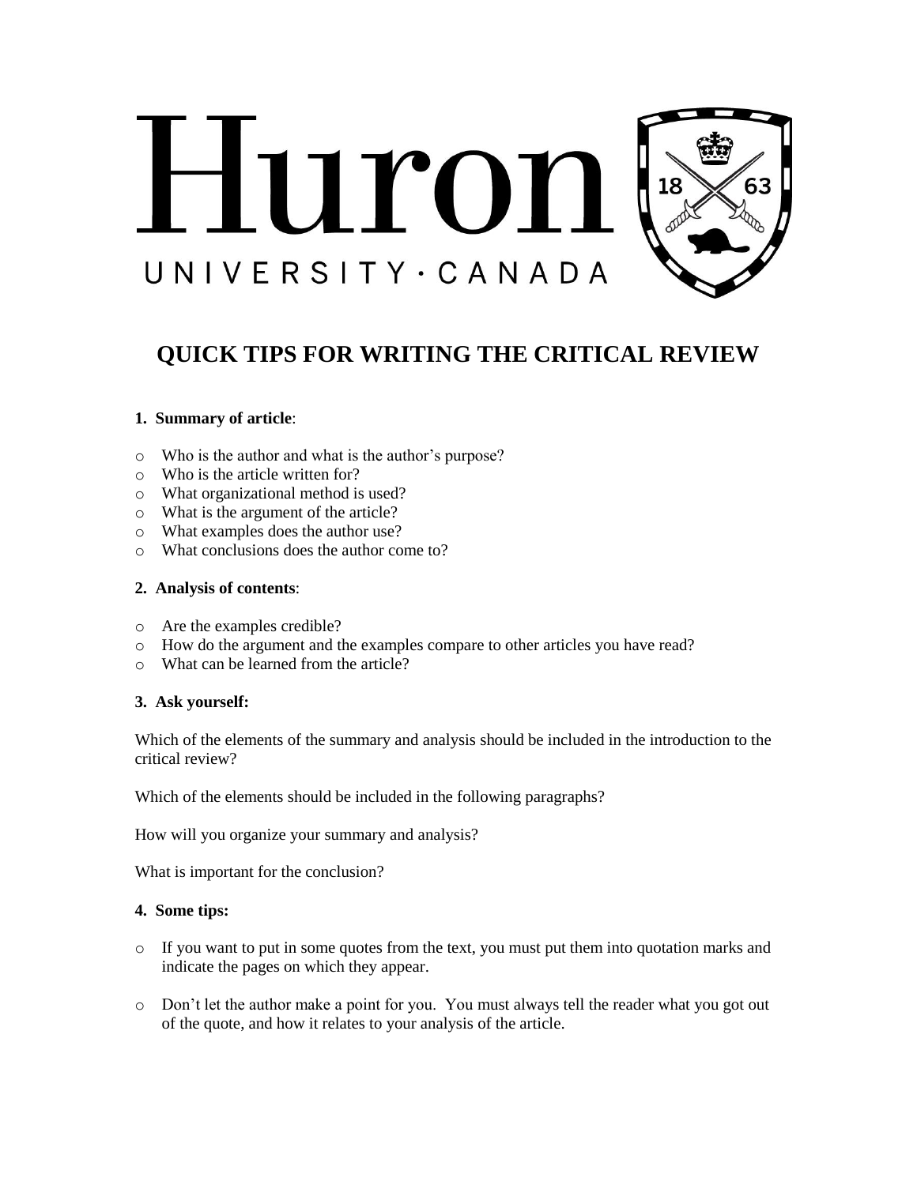Huron

UNIVERSITY · CANADA

# QUICK TIPS FOR WRITING THE CRITICAL REVIEW

**1. Summary of article**:

- Who is the author and what is the author's purpose?
- Who is the article written for?
- What organizational method is used?
- What is the argument of the article?
- What examples does the author use?
- What conclusions does the author come to?

**2. Analysis of contents**:

- Are the examples credible?
- How do the argument and the examples compare to other articles you have read?
- What can be learned from the article?

**3. Ask yourself:**

Which of the elements of the summary and analysis should be included in the introduction to the critical review?

Which of the elements should be included in the following paragraphs?

How will you organize your summary and analysis?

What is important for the conclusion?

**4. Some tips:**

- If you want to put in some quotes from the text, you must put them into quotation marks and indicate the pages on which they appear.

- Don't let the author make a point for you. You must always tell the reader what you got out of the quote, and how it relates to your analysis of the article.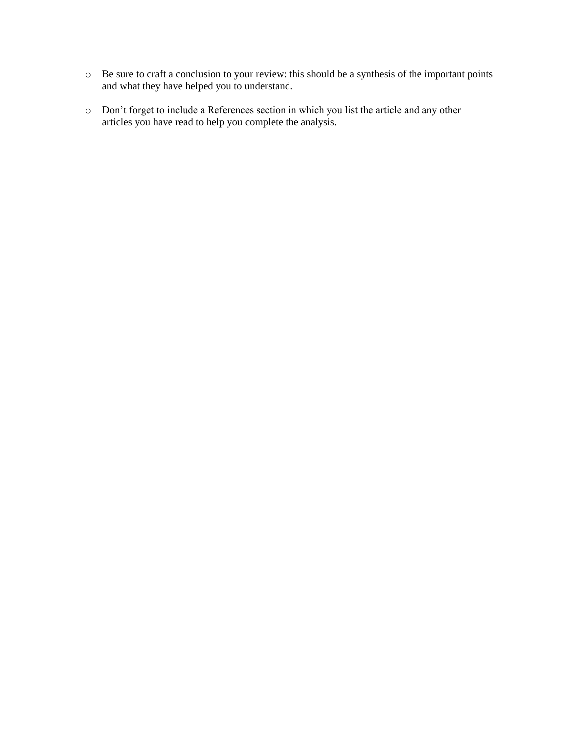- Be sure to craft a conclusion to your review: this should be a synthesis of the important points and what they have helped you to understand.

- Don't forget to include a References section in which you list the article and any other articles you have read to help you complete the analysis.